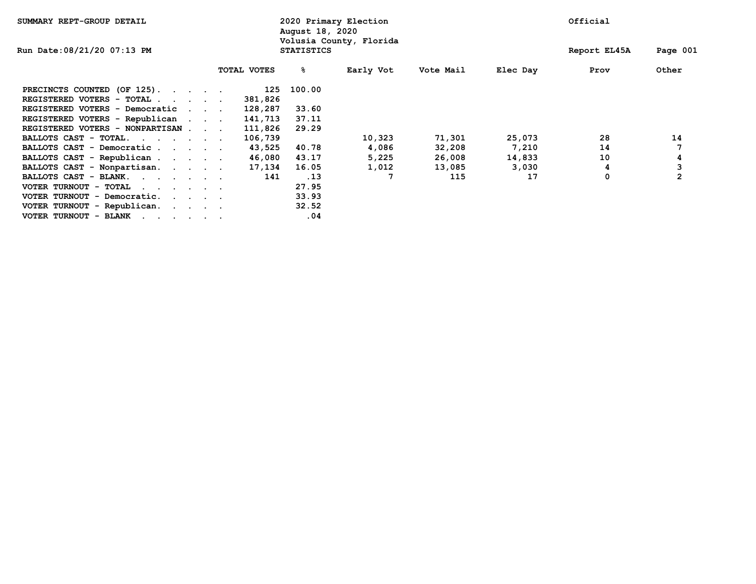SUMMARY REPT-GROUP DETAIL

Run Date:08/21/20 07:13 PM

2020 Primary Election
August 18, 2020
Volusia County, Florida
STATISTICS

Official

Report EL45A

| | TOTAL VOTES | % | Early Vot | Vote Mail | Elec Day | Prov | Other |
|---|---|---|---|---|---|---|---|
| PRECINCTS COUNTED (OF 125). . . . . | 125 | 100.00 | | | | | |
| REGISTERED VOTERS - TOTAL . . . . . | 381,826 | | | | | | |
| REGISTERED VOTERS - Democratic . . . | 128,287 | 33.60 | | | | | |
| REGISTERED VOTERS - Republican . . . | 141,713 | 37.11 | | | | | |
| REGISTERED VOTERS - NONPARTISAN . . . | 111,826 | 29.29 | | | | | |
| BALLOTS CAST - TOTAL. . . . . . . . | 106,739 | | 10,323 | 71,301 | 25,073 | 28 | 14 |
| BALLOTS CAST - Democratic . . . . . | 43,525 | 40.78 | 4,086 | 32,208 | 7,210 | 14 | 7 |
| BALLOTS CAST - Republican . . . . . | 46,080 | 43.17 | 5,225 | 26,008 | 14,833 | 10 | 4 |
| BALLOTS CAST - Nonpartisan. . . . . | 17,134 | 16.05 | 1,012 | 13,085 | 3,030 | 4 | 3 |
| BALLOTS CAST - BLANK. . . . . . . . | 141 | .13 | 7 | 115 | 17 | 0 | 2 |
| VOTER TURNOUT - TOTAL . . . . . . . | | 27.95 | | | | | |
| VOTER TURNOUT - Democratic. . . . . | | 33.93 | | | | | |
| VOTER TURNOUT - Republican. . . . . | | 32.52 | | | | | |
| VOTER TURNOUT - BLANK . . . . . . . | | .04 | | | | | |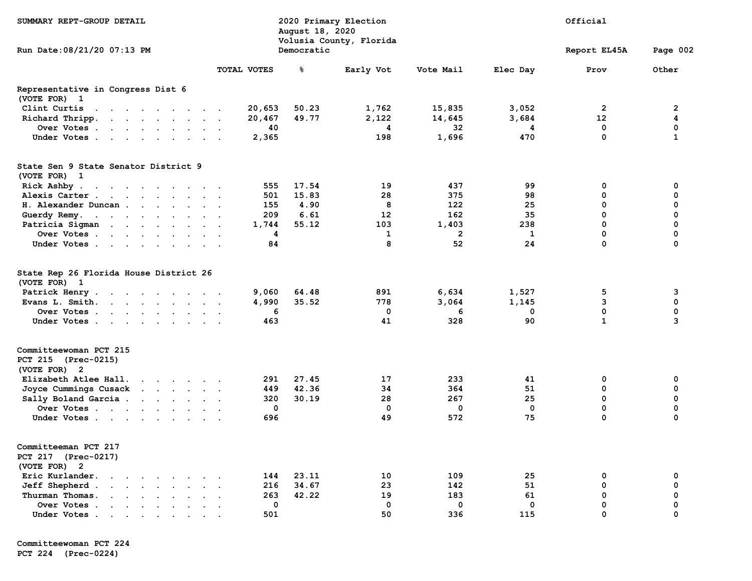SUMMARY REPT-GROUP DETAIL

2020 Primary Election
August 18, 2020
Volusia County, Florida
Democratic

Official

Run Date:08/21/20 07:13 PM

Report EL45A

| | TOTAL VOTES | % | Early Vot | Vote Mail | Elec Day | Prov | Other |
|---|---|---|---|---|---|---|---|
| **Representative in Congress Dist 6** | | | | | | | |
| (VOTE FOR) 1 | | | | | | | |
| Clint Curtis | 20,653 | 50.23 | 1,762 | 15,835 | 3,052 | 2 | 2 |
| Richard Thripp. | 20,467 | 49.77 | 2,122 | 14,645 | 3,684 | 12 | 4 |
| Over Votes | 40 | | 4 | 32 | 4 | 0 | 0 |
| Under Votes | 2,365 | | 198 | 1,696 | 470 | 0 | 1 |
| **State Sen 9 State Senator District 9** | | | | | | | |
| (VOTE FOR) 1 | | | | | | | |
| Rick Ashby | 555 | 17.54 | 19 | 437 | 99 | 0 | 0 |
| Alexis Carter | 501 | 15.83 | 28 | 375 | 98 | 0 | 0 |
| H. Alexander Duncan | 155 | 4.90 | 8 | 122 | 25 | 0 | 0 |
| Guerdy Remy. | 209 | 6.61 | 12 | 162 | 35 | 0 | 0 |
| Patricia Sigman | 1,744 | 55.12 | 103 | 1,403 | 238 | 0 | 0 |
| Over Votes | 4 | | 1 | 2 | 1 | 0 | 0 |
| Under Votes | 84 | | 8 | 52 | 24 | 0 | 0 |
| **State Rep 26 Florida House District 26** | | | | | | | |
| (VOTE FOR) 1 | | | | | | | |
| Patrick Henry | 9,060 | 64.48 | 891 | 6,634 | 1,527 | 5 | 3 |
| Evans L. Smith. | 4,990 | 35.52 | 778 | 3,064 | 1,145 | 3 | 0 |
| Over Votes | 6 | | 0 | 6 | 0 | 0 | 0 |
| Under Votes | 463 | | 41 | 328 | 90 | 1 | 3 |
| **Committeewoman PCT 215** | | | | | | | |
| PCT 215 (Prec-0215) | | | | | | | |
| (VOTE FOR) 2 | | | | | | | |
| Elizabeth Atlee Hall. | 291 | 27.45 | 17 | 233 | 41 | 0 | 0 |
| Joyce Cummings Cusack | 449 | 42.36 | 34 | 364 | 51 | 0 | 0 |
| Sally Boland Garcia | 320 | 30.19 | 28 | 267 | 25 | 0 | 0 |
| Over Votes | 0 | | 0 | 0 | 0 | 0 | 0 |
| Under Votes | 696 | | 49 | 572 | 75 | 0 | 0 |
| **Committeeman PCT 217** | | | | | | | |
| PCT 217 (Prec-0217) | | | | | | | |
| (VOTE FOR) 2 | | | | | | | |
| Eric Kurlander. | 144 | 23.11 | 10 | 109 | 25 | 0 | 0 |
| Jeff Shepherd | 216 | 34.67 | 23 | 142 | 51 | 0 | 0 |
| Thurman Thomas. | 263 | 42.22 | 19 | 183 | 61 | 0 | 0 |
| Over Votes | 0 | | 0 | 0 | 0 | 0 | 0 |
| Under Votes | 501 | | 50 | 336 | 115 | 0 | 0 |

**Committeewoman PCT 224**
PCT 224 (Prec-0224)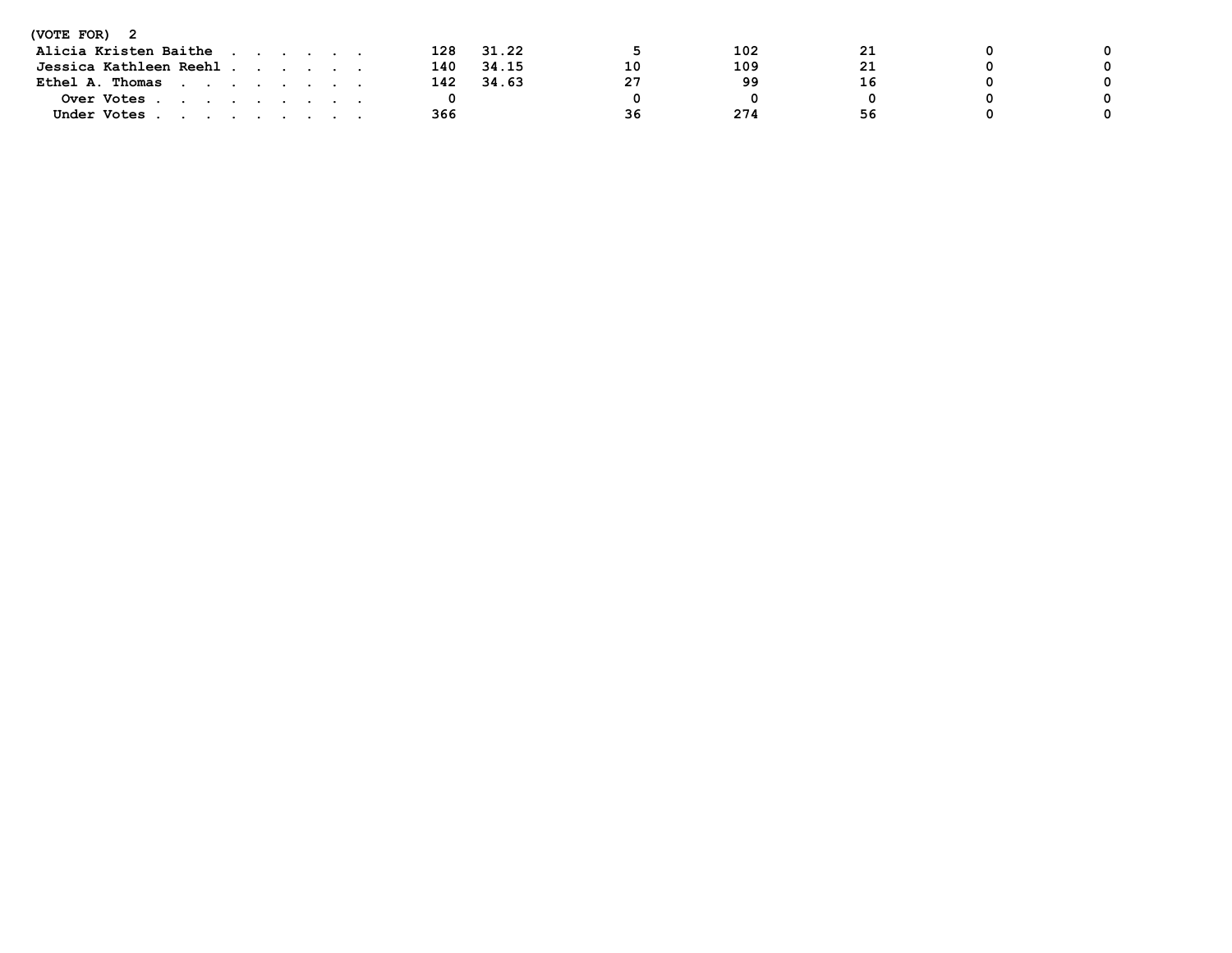(VOTE FOR) 2

| | | | | | | | |
|---|---|---|---|---|---|---|---|
| Alicia Kristen Baithe | 128 | 31.22 | 5 | 102 | 21 | 0 | 0 |
| Jessica Kathleen Reehl | 140 | 34.15 | 10 | 109 | 21 | 0 | 0 |
| Ethel A. Thomas | 142 | 34.63 | 27 | 99 | 16 | 0 | 0 |
| Over Votes | 0 | | 0 | 0 | 0 | 0 | 0 |
| Under Votes | 366 | | 36 | 274 | 56 | 0 | 0 |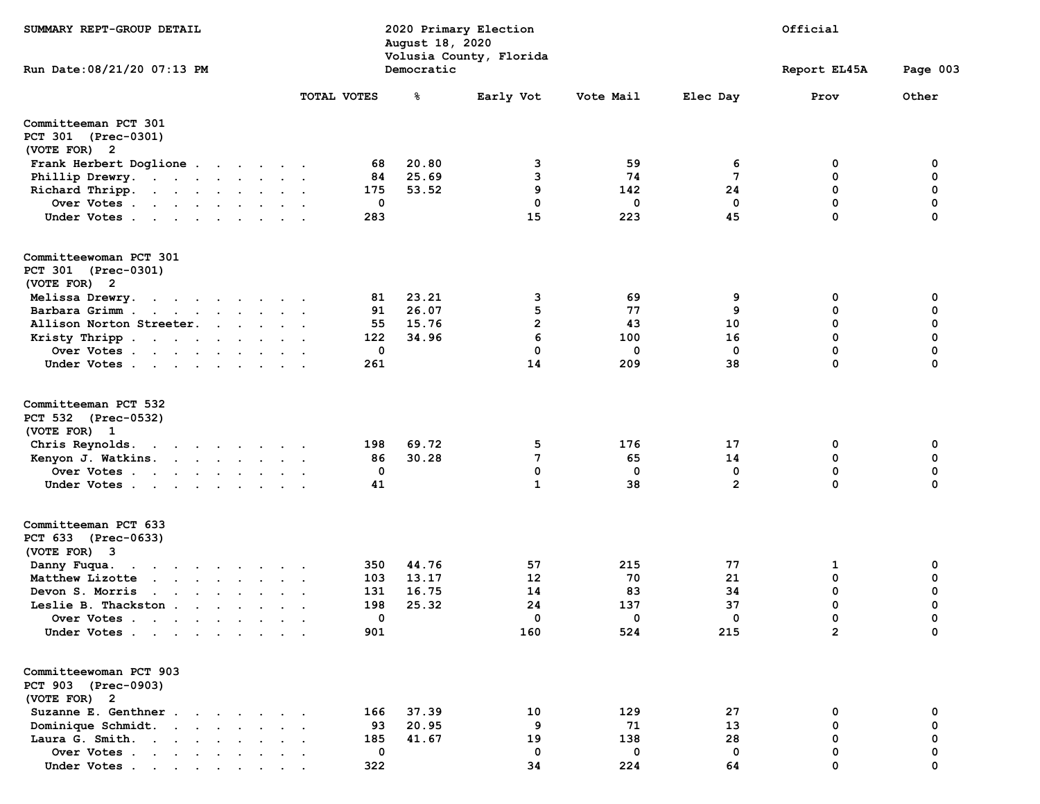SUMMARY REPT-GROUP DETAIL

2020 Primary Election
August 18, 2020
Volusia County, Florida
Democratic

Official

Run Date:08/21/20 07:13 PM

Report EL45A

## Committeeman PCT 301
PCT 301 (Prec-0301)
(VOTE FOR) 2

| | TOTAL VOTES | % | Early Vot | Vote Mail | Elec Day | Prov | Other |
|---|---|---|---|---|---|---|---|
| Frank Herbert Doglione | 68 | 20.80 | 3 | 59 | 6 | 0 | 0 |
| Phillip Drewry | 84 | 25.69 | 3 | 74 | 7 | 0 | 0 |
| Richard Thripp | 175 | 53.52 | 9 | 142 | 24 | 0 | 0 |
| Over Votes | 0 | | 0 | 0 | 0 | 0 | 0 |
| Under Votes | 283 | | 15 | 223 | 45 | 0 | 0 |

## Committeewoman PCT 301
PCT 301 (Prec-0301)
(VOTE FOR) 2

| | TOTAL VOTES | % | Early Vot | Vote Mail | Elec Day | Prov | Other |
|---|---|---|---|---|---|---|---|
| Melissa Drewry | 81 | 23.21 | 3 | 69 | 9 | 0 | 0 |
| Barbara Grimm | 91 | 26.07 | 5 | 77 | 9 | 0 | 0 |
| Allison Norton Streeter | 55 | 15.76 | 2 | 43 | 10 | 0 | 0 |
| Kristy Thripp | 122 | 34.96 | 6 | 100 | 16 | 0 | 0 |
| Over Votes | 0 | | 0 | 0 | 0 | 0 | 0 |
| Under Votes | 261 | | 14 | 209 | 38 | 0 | 0 |

## Committeeman PCT 532
PCT 532 (Prec-0532)
(VOTE FOR) 1

| | TOTAL VOTES | % | Early Vot | Vote Mail | Elec Day | Prov | Other |
|---|---|---|---|---|---|---|---|
| Chris Reynolds | 198 | 69.72 | 5 | 176 | 17 | 0 | 0 |
| Kenyon J. Watkins | 86 | 30.28 | 7 | 65 | 14 | 0 | 0 |
| Over Votes | 0 | | 0 | 0 | 0 | 0 | 0 |
| Under Votes | 41 | | 1 | 38 | 2 | 0 | 0 |

## Committeeman PCT 633
PCT 633 (Prec-0633)
(VOTE FOR) 3

| | TOTAL VOTES | % | Early Vot | Vote Mail | Elec Day | Prov | Other |
|---|---|---|---|---|---|---|---|
| Danny Fuqua | 350 | 44.76 | 57 | 215 | 77 | 1 | 0 |
| Matthew Lizotte | 103 | 13.17 | 12 | 70 | 21 | 0 | 0 |
| Devon S. Morris | 131 | 16.75 | 14 | 83 | 34 | 0 | 0 |
| Leslie B. Thackston | 198 | 25.32 | 24 | 137 | 37 | 0 | 0 |
| Over Votes | 0 | | 0 | 0 | 0 | 0 | 0 |
| Under Votes | 901 | | 160 | 524 | 215 | 2 | 0 |

## Committeewoman PCT 903
PCT 903 (Prec-0903)
(VOTE FOR) 2

| | TOTAL VOTES | % | Early Vot | Vote Mail | Elec Day | Prov | Other |
|---|---|---|---|---|---|---|---|
| Suzanne E. Genthner | 166 | 37.39 | 10 | 129 | 27 | 0 | 0 |
| Dominique Schmidt | 93 | 20.95 | 9 | 71 | 13 | 0 | 0 |
| Laura G. Smith | 185 | 41.67 | 19 | 138 | 28 | 0 | 0 |
| Over Votes | 0 | | 0 | 0 | 0 | 0 | 0 |
| Under Votes | 322 | | 34 | 224 | 64 | 0 | 0 |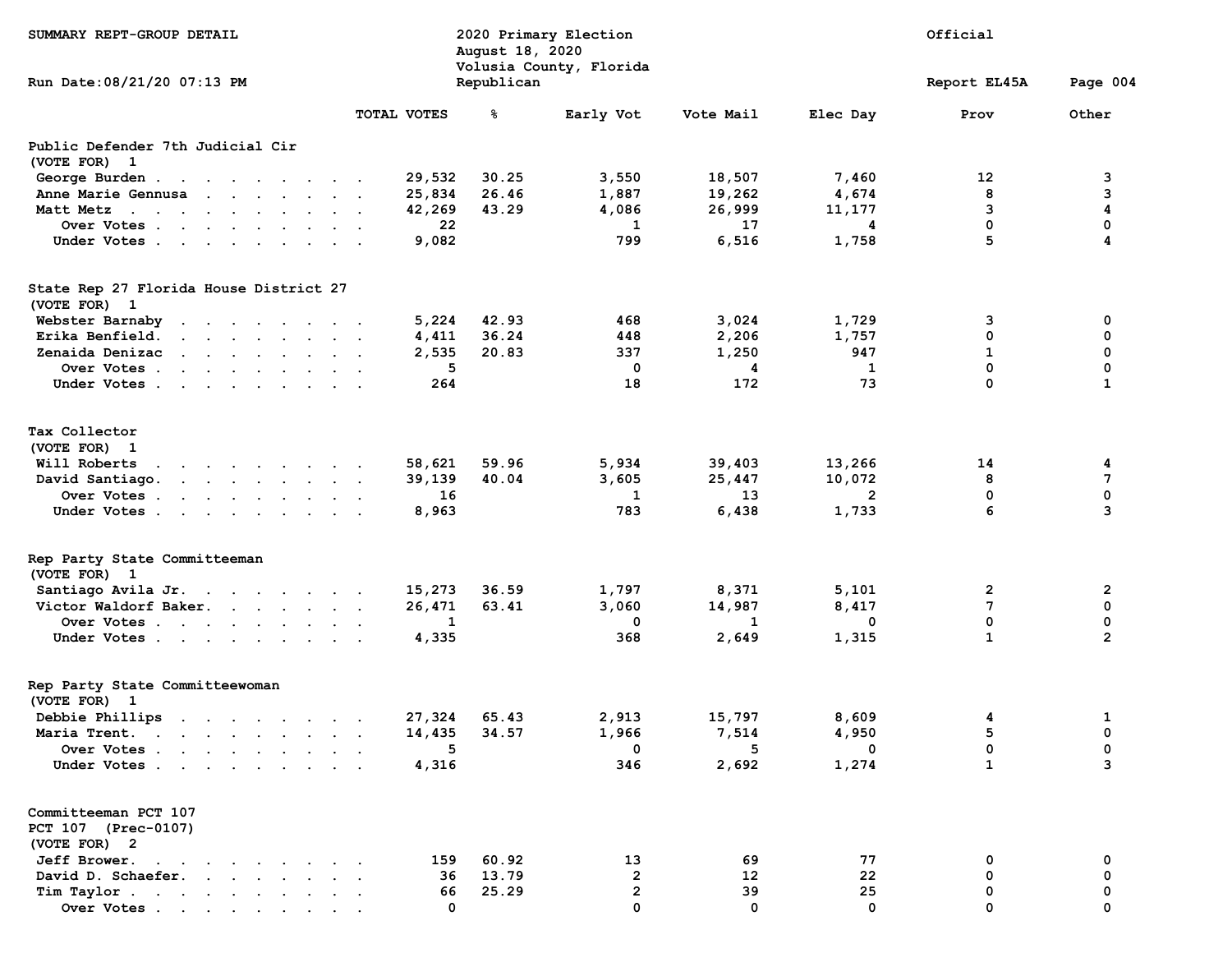SUMMARY REPT-GROUP DETAIL

2020 Primary Election
August 18, 2020
Volusia County, Florida
Republican

Official

Run Date:08/21/20 07:13 PM

Report EL45A

### Public Defender 7th Judicial Cir
(VOTE FOR) 1

| | TOTAL VOTES | % | Early Vot | Vote Mail | Elec Day | Prov | Other |
|---|---|---|---|---|---|---|---|
| George Burden | 29,532 | 30.25 | 3,550 | 18,507 | 7,460 | 12 | 3 |
| Anne Marie Gennusa | 25,834 | 26.46 | 1,887 | 19,262 | 4,674 | 8 | 3 |
| Matt Metz | 42,269 | 43.29 | 4,086 | 26,999 | 11,177 | 3 | 4 |
| Over Votes | 22 | | 1 | 17 | 4 | 0 | 0 |
| Under Votes | 9,082 | | 799 | 6,516 | 1,758 | 5 | 4 |

### State Rep 27 Florida House District 27
(VOTE FOR) 1

| | TOTAL VOTES | % | Early Vot | Vote Mail | Elec Day | Prov | Other |
|---|---|---|---|---|---|---|---|
| Webster Barnaby | 5,224 | 42.93 | 468 | 3,024 | 1,729 | 3 | 0 |
| Erika Benfield | 4,411 | 36.24 | 448 | 2,206 | 1,757 | 0 | 0 |
| Zenaida Denizac | 2,535 | 20.83 | 337 | 1,250 | 947 | 1 | 0 |
| Over Votes | 5 | | 0 | 4 | 1 | 0 | 0 |
| Under Votes | 264 | | 18 | 172 | 73 | 0 | 1 |

### Tax Collector
(VOTE FOR) 1

| | TOTAL VOTES | % | Early Vot | Vote Mail | Elec Day | Prov | Other |
|---|---|---|---|---|---|---|---|
| Will Roberts | 58,621 | 59.96 | 5,934 | 39,403 | 13,266 | 14 | 4 |
| David Santiago | 39,139 | 40.04 | 3,605 | 25,447 | 10,072 | 8 | 7 |
| Over Votes | 16 | | 1 | 13 | 2 | 0 | 0 |
| Under Votes | 8,963 | | 783 | 6,438 | 1,733 | 6 | 3 |

### Rep Party State Committeeman
(VOTE FOR) 1

| | TOTAL VOTES | % | Early Vot | Vote Mail | Elec Day | Prov | Other |
|---|---|---|---|---|---|---|---|
| Santiago Avila Jr. | 15,273 | 36.59 | 1,797 | 8,371 | 5,101 | 2 | 2 |
| Victor Waldorf Baker | 26,471 | 63.41 | 3,060 | 14,987 | 8,417 | 7 | 0 |
| Over Votes | 1 | | 0 | 1 | 0 | 0 | 0 |
| Under Votes | 4,335 | | 368 | 2,649 | 1,315 | 1 | 2 |

### Rep Party State Committeewoman
(VOTE FOR) 1

| | TOTAL VOTES | % | Early Vot | Vote Mail | Elec Day | Prov | Other |
|---|---|---|---|---|---|---|---|
| Debbie Phillips | 27,324 | 65.43 | 2,913 | 15,797 | 8,609 | 4 | 1 |
| Maria Trent | 14,435 | 34.57 | 1,966 | 7,514 | 4,950 | 5 | 0 |
| Over Votes | 5 | | 0 | 5 | 0 | 0 | 0 |
| Under Votes | 4,316 | | 346 | 2,692 | 1,274 | 1 | 3 |

### Committeeman PCT 107
PCT 107 (Prec-0107)
(VOTE FOR) 2

| | TOTAL VOTES | % | Early Vot | Vote Mail | Elec Day | Prov | Other |
|---|---|---|---|---|---|---|---|
| Jeff Brower | 159 | 60.92 | 13 | 69 | 77 | 0 | 0 |
| David D. Schaefer | 36 | 13.79 | 2 | 12 | 22 | 0 | 0 |
| Tim Taylor | 66 | 25.29 | 2 | 39 | 25 | 0 | 0 |
| Over Votes | 0 | | 0 | 0 | 0 | 0 | 0 |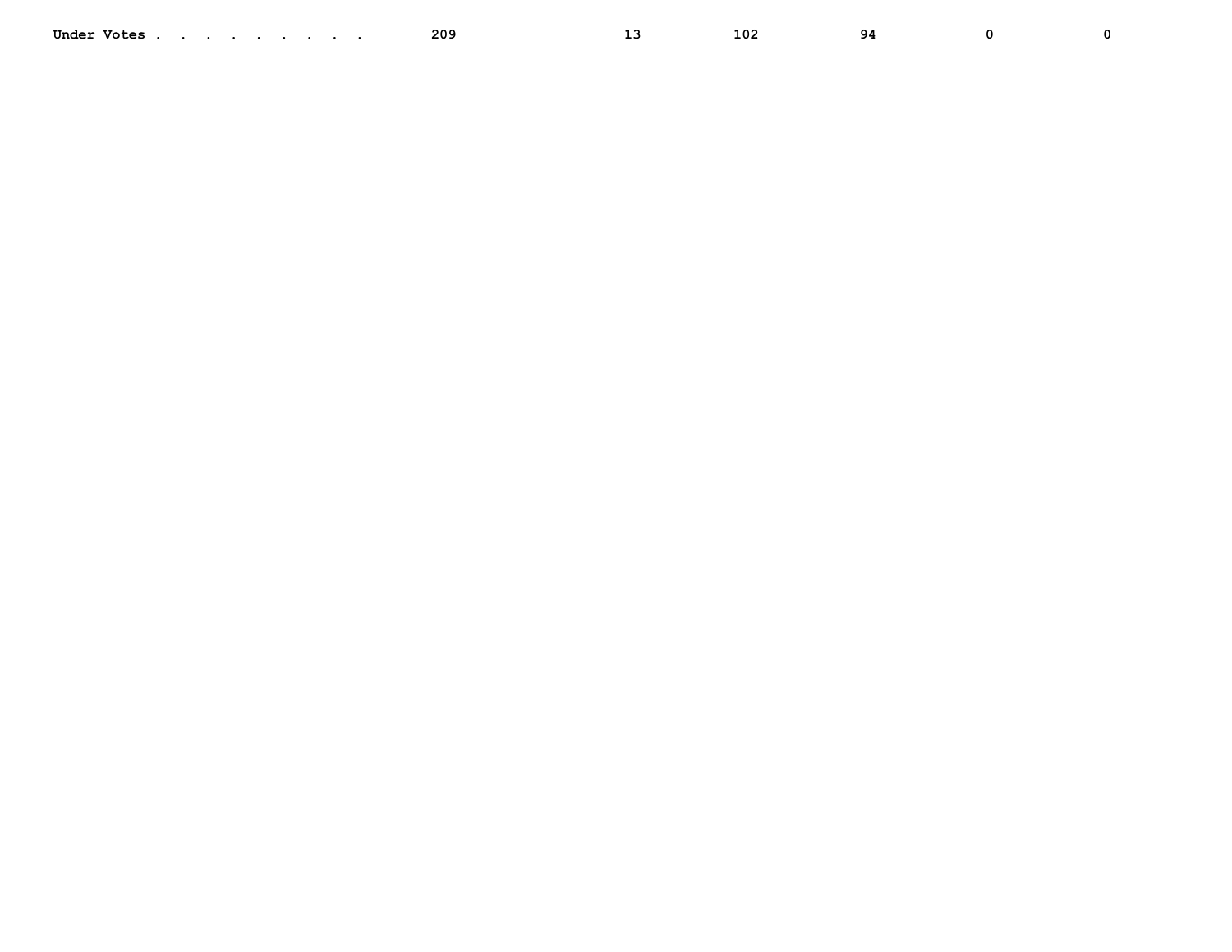|  |  |  |  |  |  |  |
|---|---|---|---|---|---|---|
| Under Votes . . . . . . . . . . | 209 | 13 | 102 | 94 | 0 | 0 |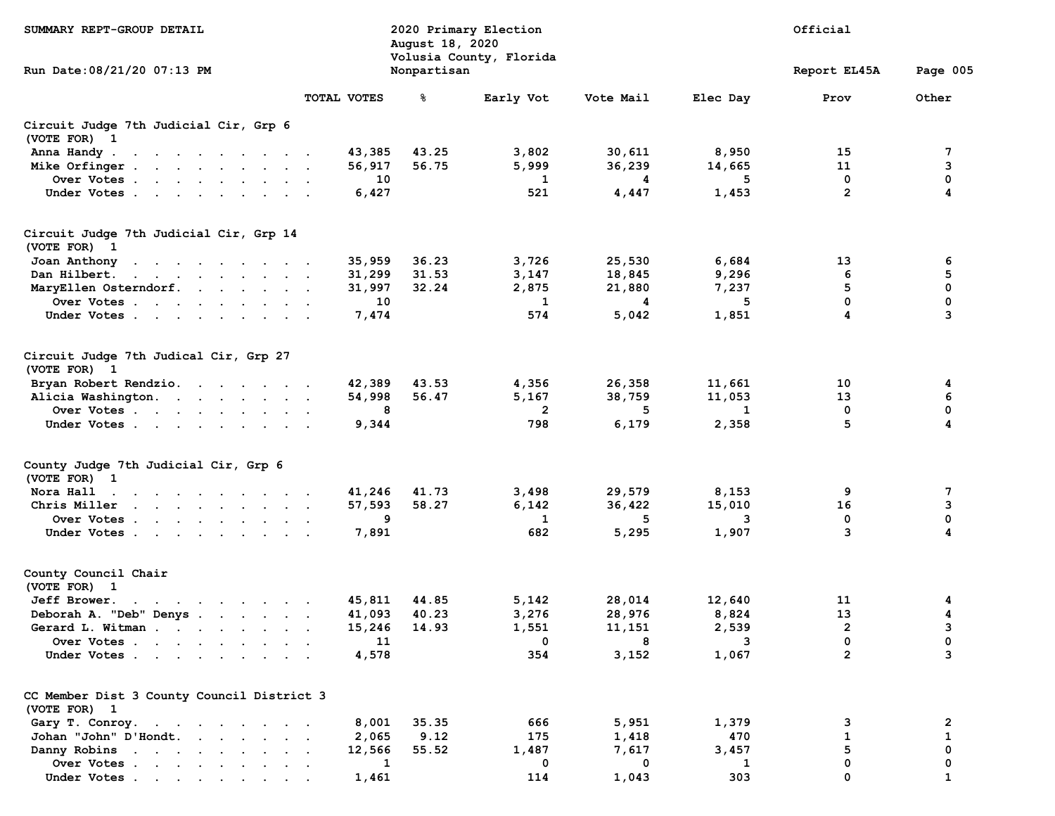SUMMARY REPT-GROUP DETAIL

2020 Primary Election
August 18, 2020
Volusia County, Florida
Nonpartisan

Official

Run Date:08/21/20 07:13 PM

Report EL45A

## Circuit Judge 7th Judicial Cir, Grp 6
(VOTE FOR) 1

| | TOTAL VOTES | % | Early Vot | Vote Mail | Elec Day | Prov | Other |
|---|---|---|---|---|---|---|---|
| Anna Handy | 43,385 | 43.25 | 3,802 | 30,611 | 8,950 | 15 | 7 |
| Mike Orfinger | 56,917 | 56.75 | 5,999 | 36,239 | 14,665 | 11 | 3 |
| Over Votes | 10 | | 1 | 4 | 5 | 0 | 0 |
| Under Votes | 6,427 | | 521 | 4,447 | 1,453 | 2 | 4 |

## Circuit Judge 7th Judicial Cir, Grp 14
(VOTE FOR) 1

| | TOTAL VOTES | % | Early Vot | Vote Mail | Elec Day | Prov | Other |
|---|---|---|---|---|---|---|---|
| Joan Anthony | 35,959 | 36.23 | 3,726 | 25,530 | 6,684 | 13 | 6 |
| Dan Hilbert | 31,299 | 31.53 | 3,147 | 18,845 | 9,296 | 6 | 5 |
| MaryEllen Osterndorf | 31,997 | 32.24 | 2,875 | 21,880 | 7,237 | 5 | 0 |
| Over Votes | 10 | | 1 | 4 | 5 | 0 | 0 |
| Under Votes | 7,474 | | 574 | 5,042 | 1,851 | 4 | 3 |

## Circuit Judge 7th Judical Cir, Grp 27
(VOTE FOR) 1

| | TOTAL VOTES | % | Early Vot | Vote Mail | Elec Day | Prov | Other |
|---|---|---|---|---|---|---|---|
| Bryan Robert Rendzio | 42,389 | 43.53 | 4,356 | 26,358 | 11,661 | 10 | 4 |
| Alicia Washington | 54,998 | 56.47 | 5,167 | 38,759 | 11,053 | 13 | 6 |
| Over Votes | 8 | | 2 | 5 | 1 | 0 | 0 |
| Under Votes | 9,344 | | 798 | 6,179 | 2,358 | 5 | 4 |

## County Judge 7th Judicial Cir, Grp 6
(VOTE FOR) 1

| | TOTAL VOTES | % | Early Vot | Vote Mail | Elec Day | Prov | Other |
|---|---|---|---|---|---|---|---|
| Nora Hall | 41,246 | 41.73 | 3,498 | 29,579 | 8,153 | 9 | 7 |
| Chris Miller | 57,593 | 58.27 | 6,142 | 36,422 | 15,010 | 16 | 3 |
| Over Votes | 9 | | 1 | 5 | 3 | 0 | 0 |
| Under Votes | 7,891 | | 682 | 5,295 | 1,907 | 3 | 4 |

## County Council Chair
(VOTE FOR) 1

| | TOTAL VOTES | % | Early Vot | Vote Mail | Elec Day | Prov | Other |
|---|---|---|---|---|---|---|---|
| Jeff Brower | 45,811 | 44.85 | 5,142 | 28,014 | 12,640 | 11 | 4 |
| Deborah A. "Deb" Denys | 41,093 | 40.23 | 3,276 | 28,976 | 8,824 | 13 | 4 |
| Gerard L. Witman | 15,246 | 14.93 | 1,551 | 11,151 | 2,539 | 2 | 3 |
| Over Votes | 11 | | 0 | 8 | 3 | 0 | 0 |
| Under Votes | 4,578 | | 354 | 3,152 | 1,067 | 2 | 3 |

## CC Member Dist 3 County Council District 3
(VOTE FOR) 1

| | TOTAL VOTES | % | Early Vot | Vote Mail | Elec Day | Prov | Other |
|---|---|---|---|---|---|---|---|
| Gary T. Conroy | 8,001 | 35.35 | 666 | 5,951 | 1,379 | 3 | 2 |
| Johan "John" D'Hondt | 2,065 | 9.12 | 175 | 1,418 | 470 | 1 | 1 |
| Danny Robins | 12,566 | 55.52 | 1,487 | 7,617 | 3,457 | 5 | 0 |
| Over Votes | 1 | | 0 | 0 | 1 | 0 | 0 |
| Under Votes | 1,461 | | 114 | 1,043 | 303 | 0 | 1 |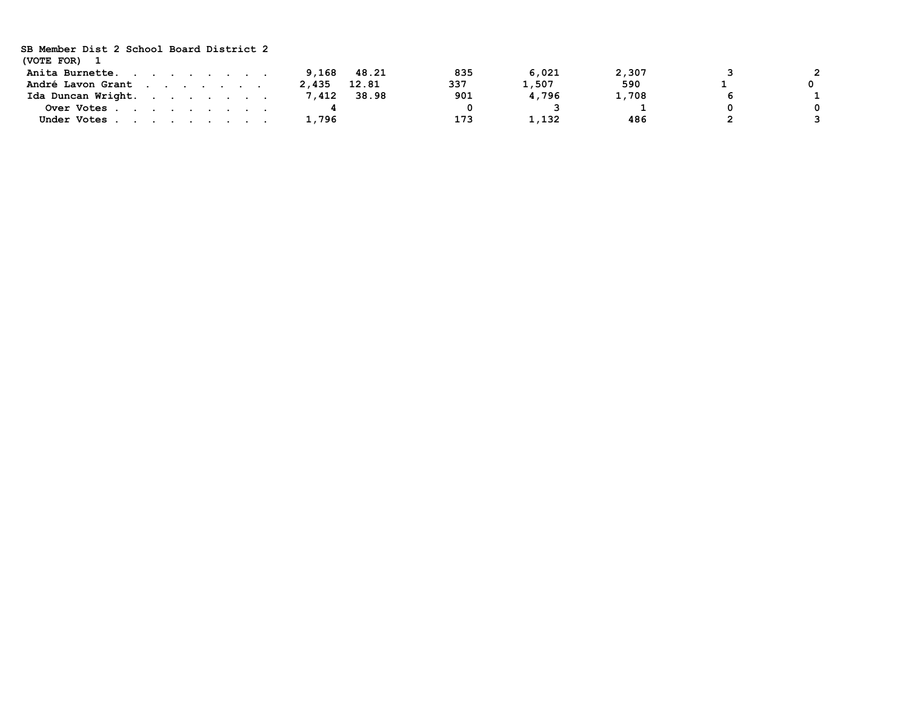**SB Member Dist 2 School Board District 2**
**(VOTE FOR) 1**

| | | | | | | | |
|---|---|---|---|---|---|---|---|
| Anita Burnette | 9,168 | 48.21 | 835 | 6,021 | 2,307 | 3 | 2 |
| André Lavon Grant | 2,435 | 12.81 | 337 | 1,507 | 590 | 1 | 0 |
| Ida Duncan Wright | 7,412 | 38.98 | 901 | 4,796 | 1,708 | 6 | 1 |
| Over Votes | 4 | | 0 | 3 | 1 | 0 | 0 |
| Under Votes | 1,796 | | 173 | 1,132 | 486 | 2 | 3 |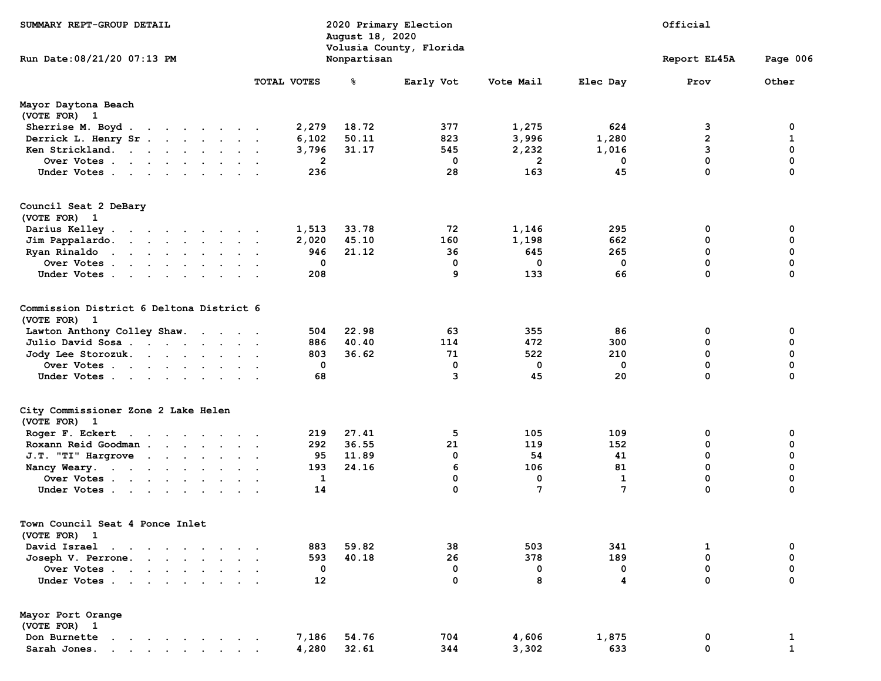SUMMARY REPT-GROUP DETAIL

2020 Primary Election
August 18, 2020
Volusia County, Florida
Nonpartisan

Official

Run Date:08/21/20 07:13 PM

Report EL45A

| | TOTAL VOTES | % | Early Vot | Vote Mail | Elec Day | Prov | Other |
|---|---|---|---|---|---|---|---|
| **Mayor Daytona Beach** | | | | | | | |
| (VOTE FOR) 1 | | | | | | | |
| Sherrise M. Boyd | 2,279 | 18.72 | 377 | 1,275 | 624 | 3 | 0 |
| Derrick L. Henry Sr | 6,102 | 50.11 | 823 | 3,996 | 1,280 | 2 | 1 |
| Ken Strickland | 3,796 | 31.17 | 545 | 2,232 | 1,016 | 3 | 0 |
| Over Votes | 2 | | 0 | 2 | 0 | 0 | 0 |
| Under Votes | 236 | | 28 | 163 | 45 | 0 | 0 |
| **Council Seat 2 DeBary** | | | | | | | |
| (VOTE FOR) 1 | | | | | | | |
| Darius Kelley | 1,513 | 33.78 | 72 | 1,146 | 295 | 0 | 0 |
| Jim Pappalardo | 2,020 | 45.10 | 160 | 1,198 | 662 | 0 | 0 |
| Ryan Rinaldo | 946 | 21.12 | 36 | 645 | 265 | 0 | 0 |
| Over Votes | 0 | | 0 | 0 | 0 | 0 | 0 |
| Under Votes | 208 | | 9 | 133 | 66 | 0 | 0 |
| **Commission District 6 Deltona District 6** | | | | | | | |
| (VOTE FOR) 1 | | | | | | | |
| Lawton Anthony Colley Shaw | 504 | 22.98 | 63 | 355 | 86 | 0 | 0 |
| Julio David Sosa | 886 | 40.40 | 114 | 472 | 300 | 0 | 0 |
| Jody Lee Storozuk | 803 | 36.62 | 71 | 522 | 210 | 0 | 0 |
| Over Votes | 0 | | 0 | 0 | 0 | 0 | 0 |
| Under Votes | 68 | | 3 | 45 | 20 | 0 | 0 |
| **City Commissioner Zone 2 Lake Helen** | | | | | | | |
| (VOTE FOR) 1 | | | | | | | |
| Roger F. Eckert | 219 | 27.41 | 5 | 105 | 109 | 0 | 0 |
| Roxann Reid Goodman | 292 | 36.55 | 21 | 119 | 152 | 0 | 0 |
| J.T. "TI" Hargrove | 95 | 11.89 | 0 | 54 | 41 | 0 | 0 |
| Nancy Weary | 193 | 24.16 | 6 | 106 | 81 | 0 | 0 |
| Over Votes | 1 | | 0 | 0 | 1 | 0 | 0 |
| Under Votes | 14 | | 0 | 7 | 7 | 0 | 0 |
| **Town Council Seat 4 Ponce Inlet** | | | | | | | |
| (VOTE FOR) 1 | | | | | | | |
| David Israel | 883 | 59.82 | 38 | 503 | 341 | 1 | 0 |
| Joseph V. Perrone | 593 | 40.18 | 26 | 378 | 189 | 0 | 0 |
| Over Votes | 0 | | 0 | 0 | 0 | 0 | 0 |
| Under Votes | 12 | | 0 | 8 | 4 | 0 | 0 |
| **Mayor Port Orange** | | | | | | | |
| (VOTE FOR) 1 | | | | | | | |
| Don Burnette | 7,186 | 54.76 | 704 | 4,606 | 1,875 | 0 | 1 |
| Sarah Jones | 4,280 | 32.61 | 344 | 3,302 | 633 | 0 | 1 |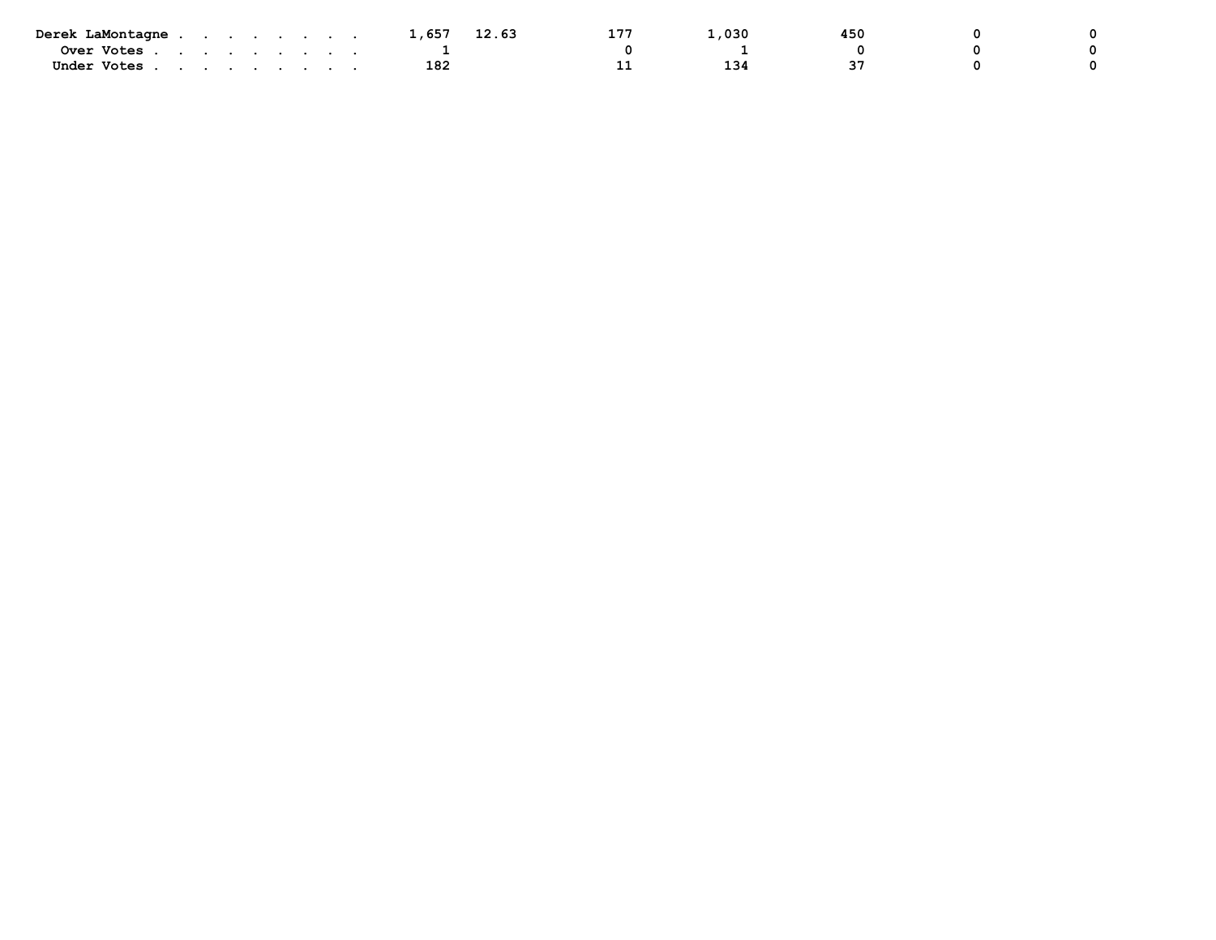| | | | | | | | |
|---|---|---|---|---|---|---|---|
| **Derek LaMontagne . . . . . . . . .** | **1,657** | **12.63** | **177** | **1,030** | **450** | **0** | **0** |
| **Over Votes . . . . . . . . .** | **1** | | **0** | **1** | **0** | **0** | **0** |
| **Under Votes . . . . . . . . .** | **182** | | **11** | **134** | **37** | **0** | **0** |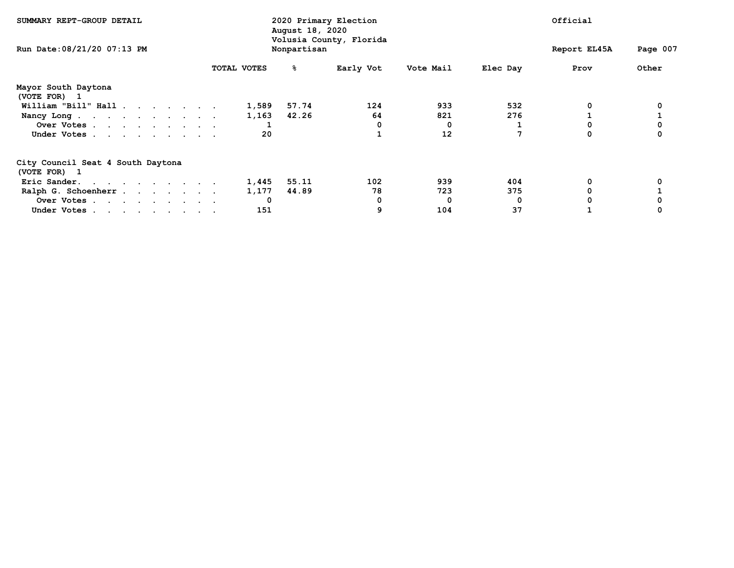SUMMARY REPT-GROUP DETAIL

2020 Primary Election
August 18, 2020
Volusia County, Florida
Nonpartisan

Official

Run Date:08/21/20 07:13 PM

Report EL45A

## Mayor South Daytona
(VOTE FOR) 1

| | TOTAL VOTES | % | Early Vot | Vote Mail | Elec Day | Prov | Other |
|---|---|---|---|---|---|---|---|
| William "Bill" Hall | 1,589 | 57.74 | 124 | 933 | 532 | 0 | 0 |
| Nancy Long | 1,163 | 42.26 | 64 | 821 | 276 | 1 | 1 |
| Over Votes | 1 | | 0 | 0 | 1 | 0 | 0 |
| Under Votes | 20 | | 1 | 12 | 7 | 0 | 0 |

## City Council Seat 4 South Daytona
(VOTE FOR) 1

| | TOTAL VOTES | % | Early Vot | Vote Mail | Elec Day | Prov | Other |
|---|---|---|---|---|---|---|---|
| Eric Sander. | 1,445 | 55.11 | 102 | 939 | 404 | 0 | 0 |
| Ralph G. Schoenherr | 1,177 | 44.89 | 78 | 723 | 375 | 0 | 1 |
| Over Votes | 0 | | 0 | 0 | 0 | 0 | 0 |
| Under Votes | 151 | | 9 | 104 | 37 | 1 | 0 |